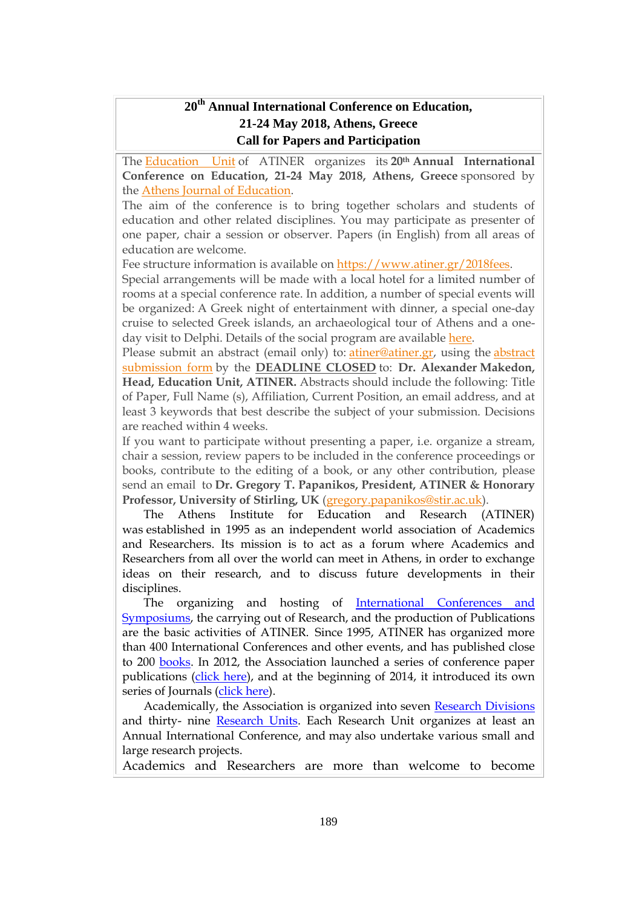# 20th Annual International Conference on Education, 21-24 May 2018, Athens, Greece
# Call for Papers and Participation

The Education Unit of ATINER organizes its **20th Annual International Conference on Education, 21-24 May 2018, Athens, Greece** sponsored by the Athens Journal of Education.

The aim of the conference is to bring together scholars and students of education and other related disciplines. You may participate as presenter of one paper, chair a session or observer. Papers (in English) from all areas of education are welcome.

Fee structure information is available on https://www.atiner.gr/2018fees.

Special arrangements will be made with a local hotel for a limited number of rooms at a special conference rate. In addition, a number of special events will be organized: A Greek night of entertainment with dinner, a special one-day cruise to selected Greek islands, an archaeological tour of Athens and a one-day visit to Delphi. Details of the social program are available here.

Please submit an abstract (email only) to: atiner@atiner.gr, using the abstract submission form by the **DEADLINE CLOSED** to: **Dr. Alexander Makedon, Head, Education Unit, ATINER.** Abstracts should include the following: Title of Paper, Full Name (s), Affiliation, Current Position, an email address, and at least 3 keywords that best describe the subject of your submission. Decisions are reached within 4 weeks.

If you want to participate without presenting a paper, i.e. organize a stream, chair a session, review papers to be included in the conference proceedings or books, contribute to the editing of a book, or any other contribution, please send an email to **Dr. Gregory T. Papanikos, President, ATINER & Honorary Professor, University of Stirling, UK** (gregory.papanikos@stir.ac.uk).

The Athens Institute for Education and Research (ATINER) was established in 1995 as an independent world association of Academics and Researchers. Its mission is to act as a forum where Academics and Researchers from all over the world can meet in Athens, in order to exchange ideas on their research, and to discuss future developments in their disciplines.

The organizing and hosting of International Conferences and Symposiums, the carrying out of Research, and the production of Publications are the basic activities of ATINER. Since 1995, ATINER has organized more than 400 International Conferences and other events, and has published close to 200 books. In 2012, the Association launched a series of conference paper publications (click here), and at the beginning of 2014, it introduced its own series of Journals (click here).

Academically, the Association is organized into seven Research Divisions and thirty- nine Research Units. Each Research Unit organizes at least an Annual International Conference, and may also undertake various small and large research projects.

Academics and Researchers are more than welcome to become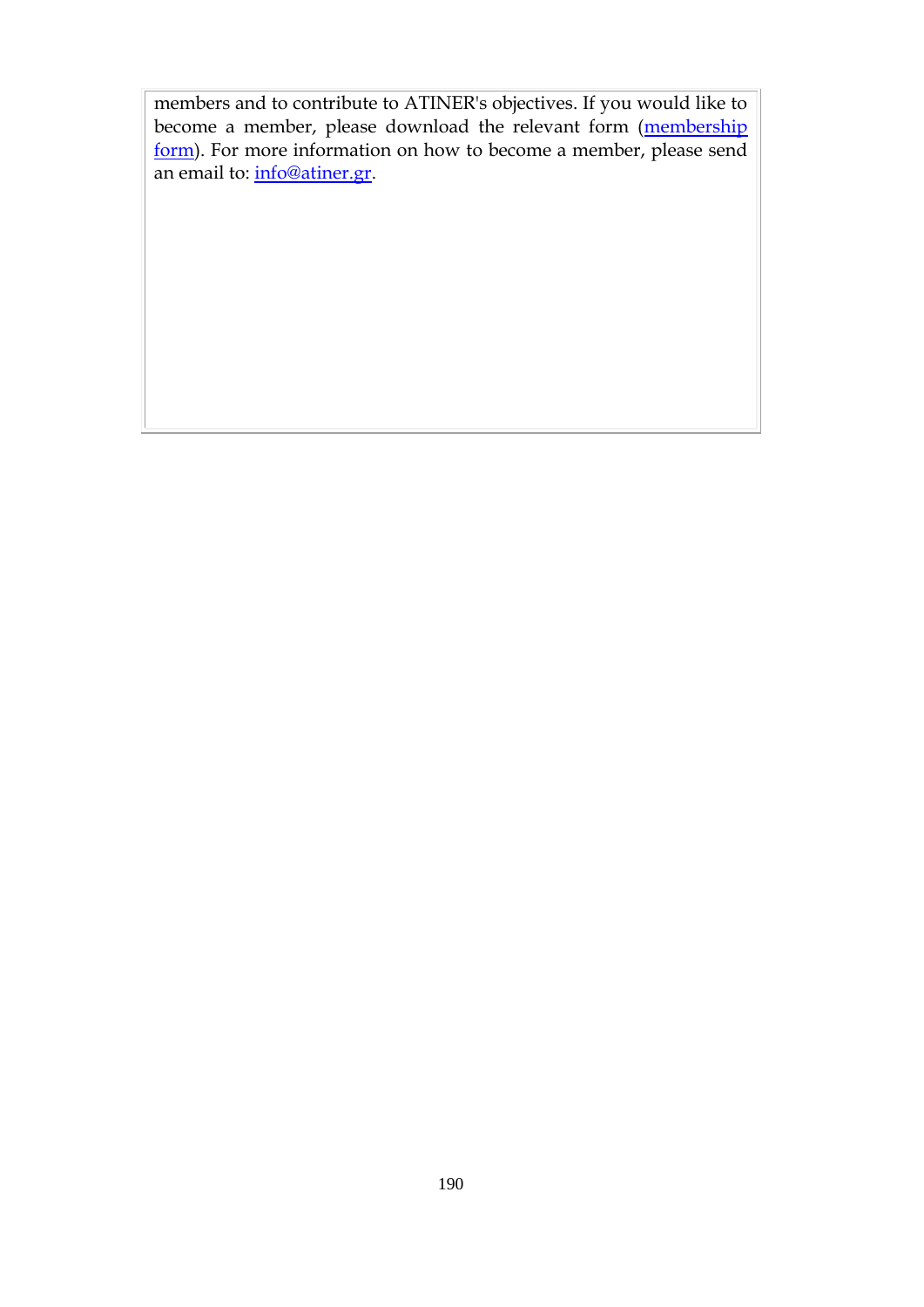members and to contribute to ATINER's objectives. If you would like to become a member, please download the relevant form (membership form). For more information on how to become a member, please send an email to: info@atiner.gr.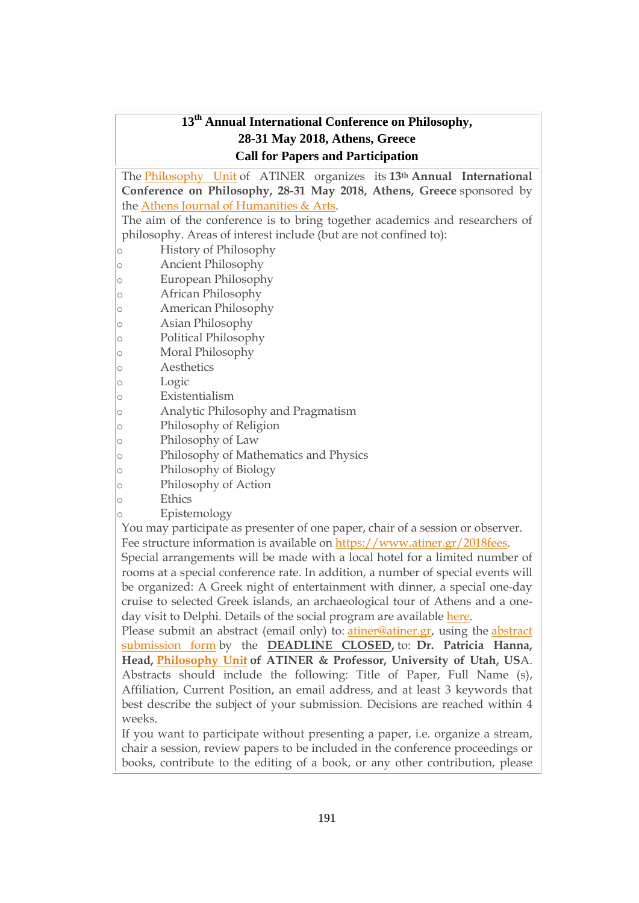**13th Annual International Conference on Philosophy, 28-31 May 2018, Athens, Greece**
**Call for Papers and Participation**

The Philosophy Unit of ATINER organizes its **13th Annual International Conference on Philosophy, 28-31 May 2018, Athens, Greece** sponsored by the Athens Journal of Humanities & Arts.

The aim of the conference is to bring together academics and researchers of philosophy. Areas of interest include (but are not confined to):

- History of Philosophy
- Ancient Philosophy
- European Philosophy
- African Philosophy
- American Philosophy
- Asian Philosophy
- Political Philosophy
- Moral Philosophy
- Aesthetics
- Logic
- Existentialism
- Analytic Philosophy and Pragmatism
- Philosophy of Religion
- Philosophy of Law
- Philosophy of Mathematics and Physics
- Philosophy of Biology
- Philosophy of Action
- Ethics
- Epistemology

You may participate as presenter of one paper, chair of a session or observer. Fee structure information is available on https://www.atiner.gr/2018fees.

Special arrangements will be made with a local hotel for a limited number of rooms at a special conference rate. In addition, a number of special events will be organized: A Greek night of entertainment with dinner, a special one-day cruise to selected Greek islands, an archaeological tour of Athens and a one-day visit to Delphi. Details of the social program are available here.

Please submit an abstract (email only) to: atiner@atiner.gr, using the abstract submission form by the **DEADLINE CLOSED**, to: **Dr. Patricia Hanna, Head, Philosophy Unit of ATINER & Professor, University of Utah, USA**. Abstracts should include the following: Title of Paper, Full Name (s), Affiliation, Current Position, an email address, and at least 3 keywords that best describe the subject of your submission. Decisions are reached within 4 weeks.

If you want to participate without presenting a paper, i.e. organize a stream, chair a session, review papers to be included in the conference proceedings or books, contribute to the editing of a book, or any other contribution, please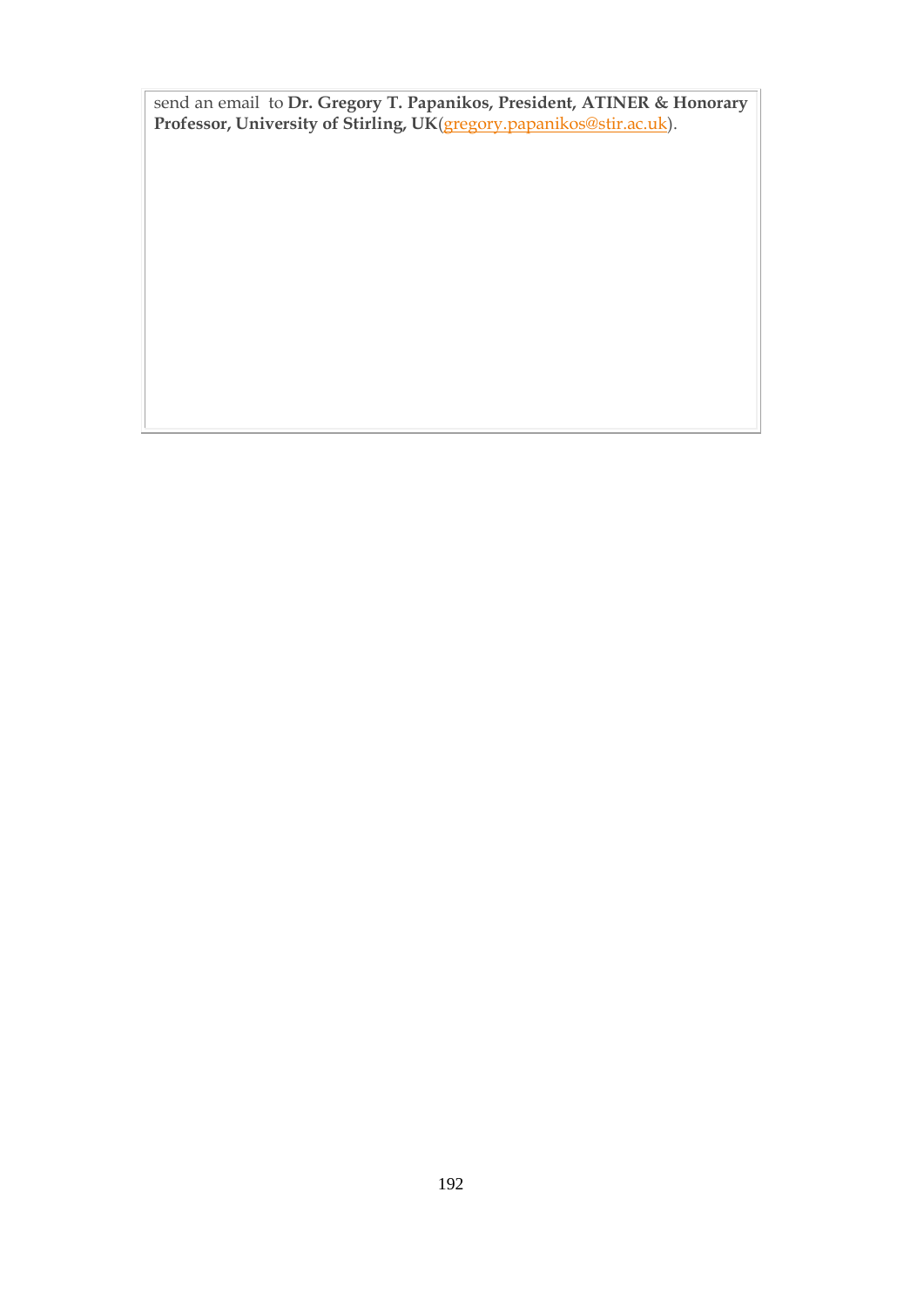send an email to **Dr. Gregory T. Papanikos, President, ATINER & Honorary Professor, University of Stirling, UK**(gregory.papanikos@stir.ac.uk).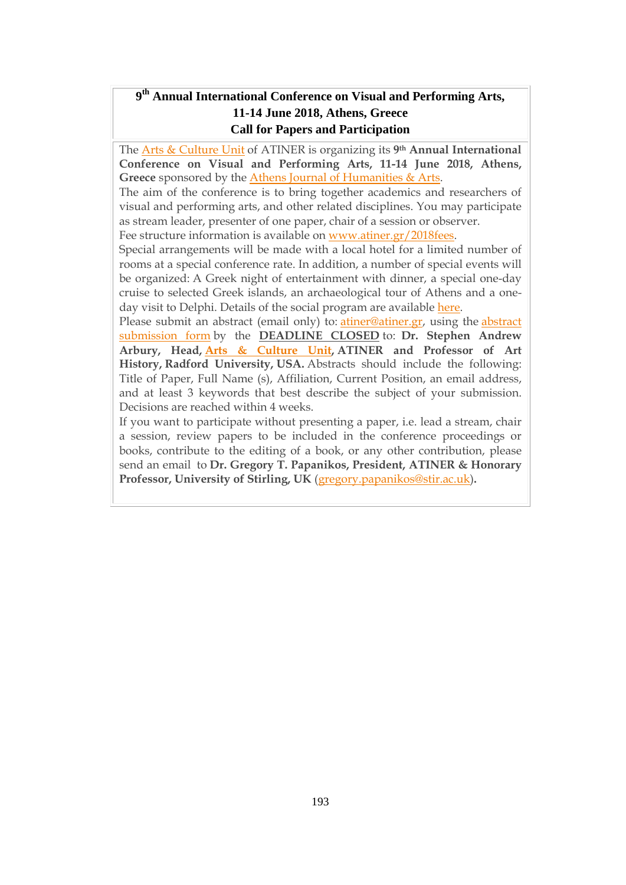## 9th Annual International Conference on Visual and Performing Arts, 11-14 June 2018, Athens, Greece
## Call for Papers and Participation

The Arts & Culture Unit of ATINER is organizing its **9th Annual International Conference on Visual and Performing Arts, 11-14 June 2018, Athens, Greece** sponsored by the Athens Journal of Humanities & Arts.

The aim of the conference is to bring together academics and researchers of visual and performing arts, and other related disciplines. You may participate as stream leader, presenter of one paper, chair of a session or observer.

Fee structure information is available on www.atiner.gr/2018fees.

Special arrangements will be made with a local hotel for a limited number of rooms at a special conference rate. In addition, a number of special events will be organized: A Greek night of entertainment with dinner, a special one-day cruise to selected Greek islands, an archaeological tour of Athens and a one-day visit to Delphi. Details of the social program are available here.

Please submit an abstract (email only) to: atiner@atiner.gr, using the abstract submission form by the **DEADLINE CLOSED** to: **Dr. Stephen Andrew Arbury, Head, Arts & Culture Unit, ATINER and Professor of Art History, Radford University, USA.** Abstracts should include the following: Title of Paper, Full Name (s), Affiliation, Current Position, an email address, and at least 3 keywords that best describe the subject of your submission. Decisions are reached within 4 weeks.

If you want to participate without presenting a paper, i.e. lead a stream, chair a session, review papers to be included in the conference proceedings or books, contribute to the editing of a book, or any other contribution, please send an email to **Dr. Gregory T. Papanikos, President, ATINER & Honorary Professor, University of Stirling, UK** (gregory.papanikos@stir.ac.uk)**.**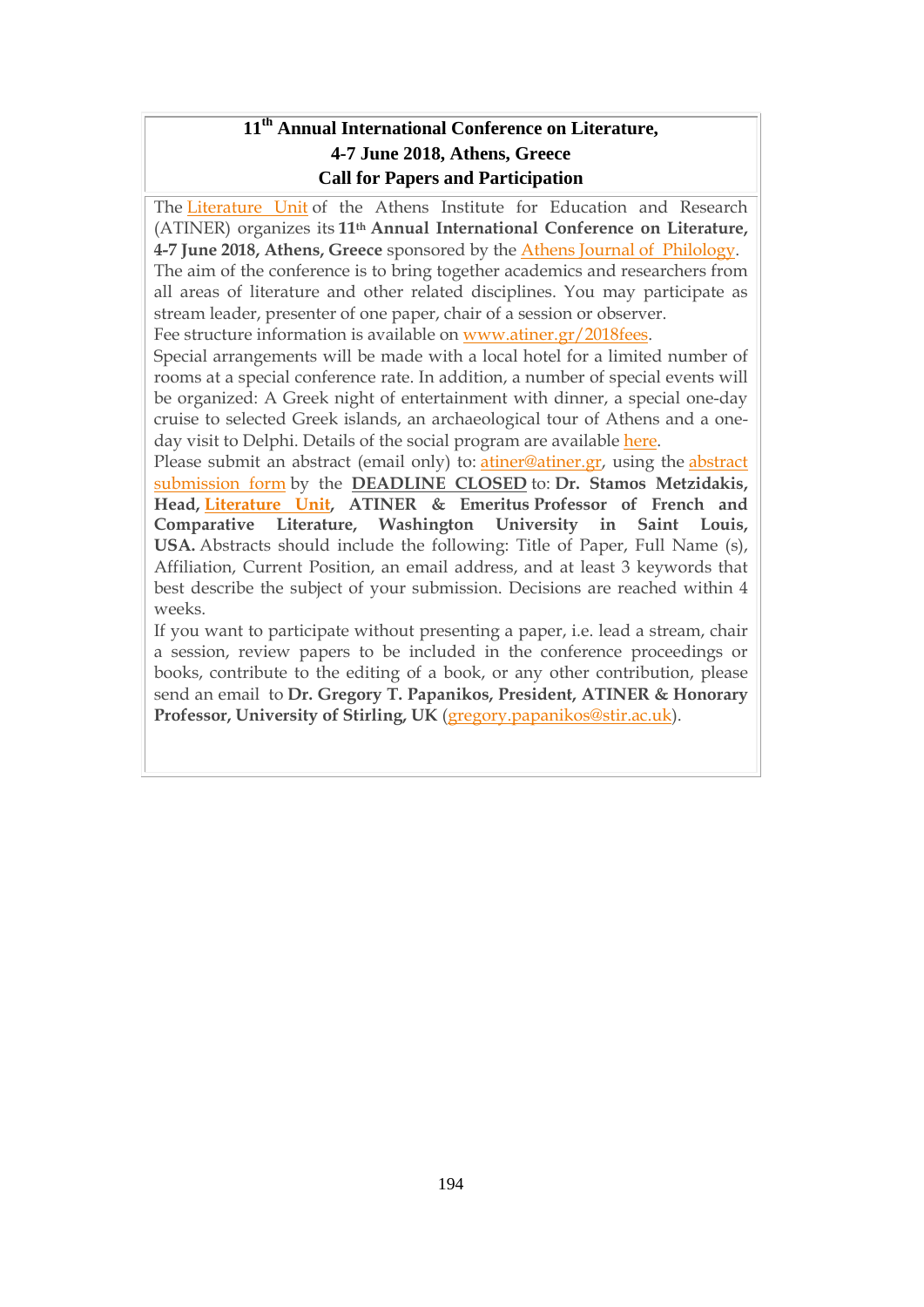**11th Annual International Conference on Literature, 4-7 June 2018, Athens, Greece**
**Call for Papers and Participation**

The Literature Unit of the Athens Institute for Education and Research (ATINER) organizes its **11th Annual International Conference on Literature, 4-7 June 2018, Athens, Greece** sponsored by the Athens Journal of Philology. The aim of the conference is to bring together academics and researchers from all areas of literature and other related disciplines. You may participate as stream leader, presenter of one paper, chair of a session or observer. Fee structure information is available on www.atiner.gr/2018fees.

Special arrangements will be made with a local hotel for a limited number of rooms at a special conference rate. In addition, a number of special events will be organized: A Greek night of entertainment with dinner, a special one-day cruise to selected Greek islands, an archaeological tour of Athens and a one-day visit to Delphi. Details of the social program are available here.

Please submit an abstract (email only) to: atiner@atiner.gr, using the abstract submission form by the **DEADLINE CLOSED** to: **Dr. Stamos Metzidakis, Head, Literature Unit, ATINER & Emeritus Professor of French and Comparative Literature, Washington University in Saint Louis, USA.** Abstracts should include the following: Title of Paper, Full Name (s), Affiliation, Current Position, an email address, and at least 3 keywords that best describe the subject of your submission. Decisions are reached within 4 weeks.

If you want to participate without presenting a paper, i.e. lead a stream, chair a session, review papers to be included in the conference proceedings or books, contribute to the editing of a book, or any other contribution, please send an email to **Dr. Gregory T. Papanikos, President, ATINER & Honorary Professor, University of Stirling, UK** (gregory.papanikos@stir.ac.uk).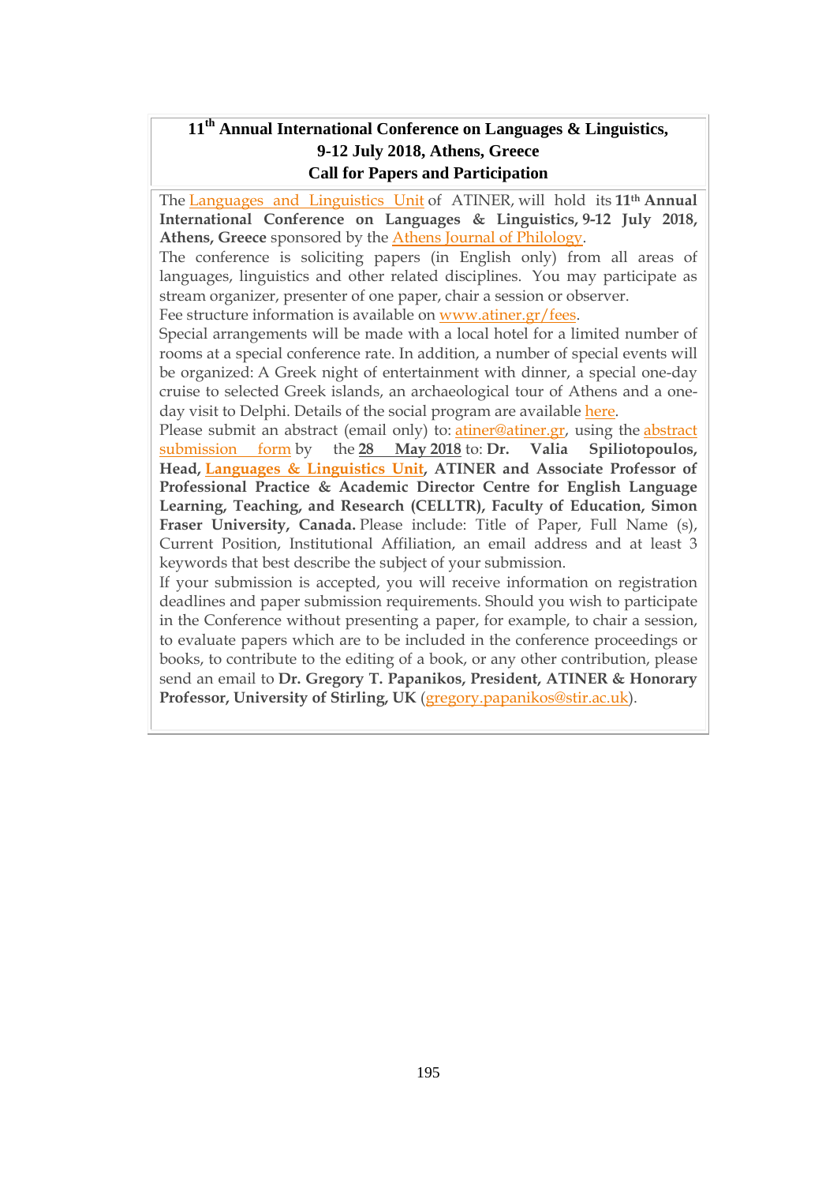# 11th Annual International Conference on Languages & Linguistics, 9-12 July 2018, Athens, Greece
# Call for Papers and Participation

The Languages and Linguistics Unit of ATINER, will hold its **11th Annual International Conference on Languages & Linguistics, 9-12 July 2018, Athens, Greece** sponsored by the Athens Journal of Philology.

The conference is soliciting papers (in English only) from all areas of languages, linguistics and other related disciplines. You may participate as stream organizer, presenter of one paper, chair a session or observer.

Fee structure information is available on www.atiner.gr/fees.

Special arrangements will be made with a local hotel for a limited number of rooms at a special conference rate. In addition, a number of special events will be organized: A Greek night of entertainment with dinner, a special one-day cruise to selected Greek islands, an archaeological tour of Athens and a one-day visit to Delphi. Details of the social program are available here.

Please submit an abstract (email only) to: atiner@atiner.gr, using the abstract submission form by the **28 May 2018** to: **Dr. Valia Spiliotopoulos, Head, Languages & Linguistics Unit, ATINER and Associate Professor of Professional Practice & Academic Director Centre for English Language Learning, Teaching, and Research (CELLTR), Faculty of Education, Simon Fraser University, Canada.** Please include: Title of Paper, Full Name (s), Current Position, Institutional Affiliation, an email address and at least 3 keywords that best describe the subject of your submission.

If your submission is accepted, you will receive information on registration deadlines and paper submission requirements. Should you wish to participate in the Conference without presenting a paper, for example, to chair a session, to evaluate papers which are to be included in the conference proceedings or books, to contribute to the editing of a book, or any other contribution, please send an email to **Dr. Gregory T. Papanikos, President, ATINER & Honorary Professor, University of Stirling, UK** (gregory.papanikos@stir.ac.uk).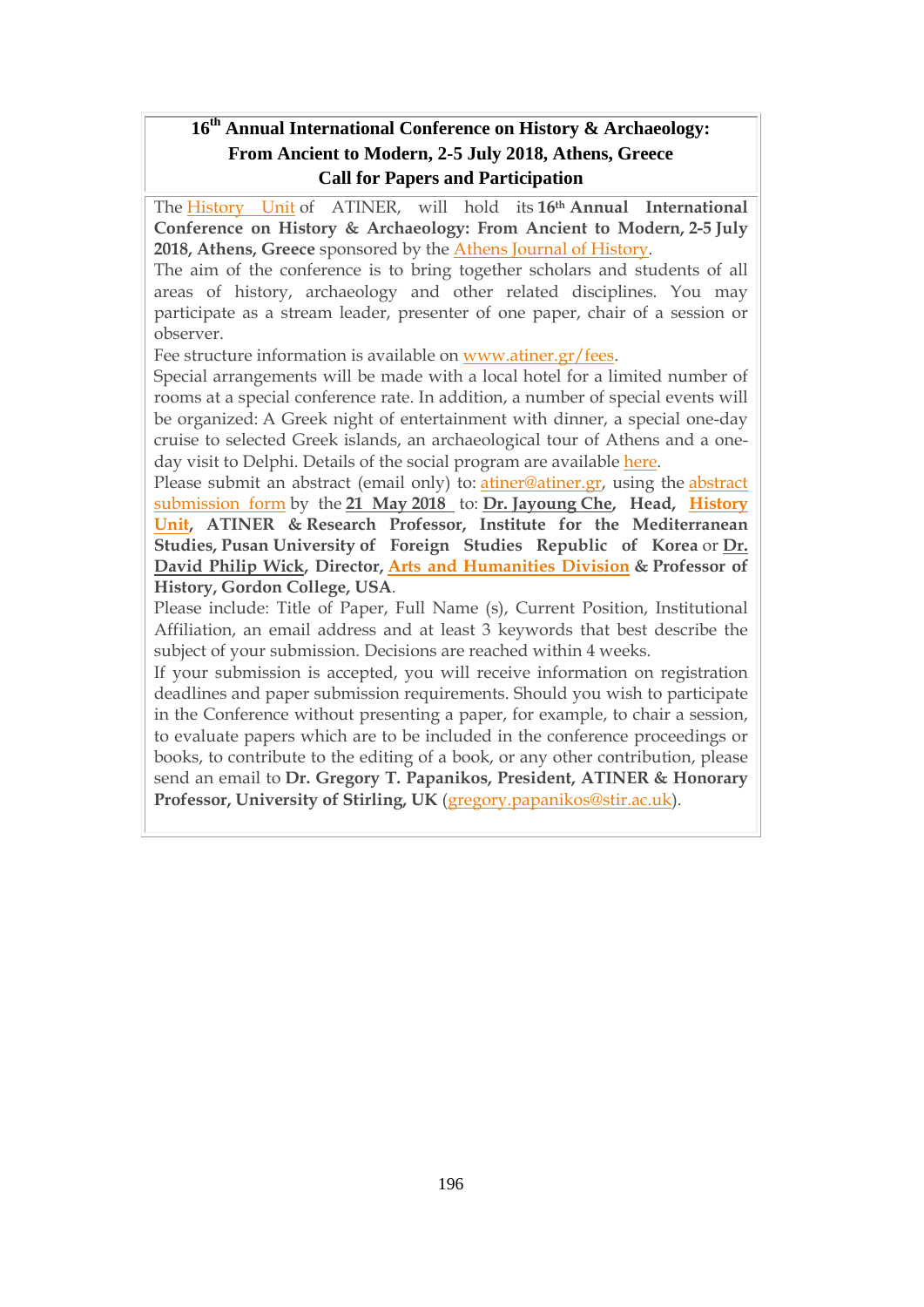# 16th Annual International Conference on History & Archaeology: From Ancient to Modern, 2-5 July 2018, Athens, Greece
## Call for Papers and Participation

The History Unit of ATINER, will hold its **16th Annual International Conference on History & Archaeology: From Ancient to Modern, 2-5 July 2018, Athens, Greece** sponsored by the Athens Journal of History.

The aim of the conference is to bring together scholars and students of all areas of history, archaeology and other related disciplines. You may participate as a stream leader, presenter of one paper, chair of a session or observer.

Fee structure information is available on www.atiner.gr/fees.

Special arrangements will be made with a local hotel for a limited number of rooms at a special conference rate. In addition, a number of special events will be organized: A Greek night of entertainment with dinner, a special one-day cruise to selected Greek islands, an archaeological tour of Athens and a one-day visit to Delphi. Details of the social program are available here.

Please submit an abstract (email only) to: atiner@atiner.gr, using the abstract submission form by the **21 May 2018** to: **Dr. Jayoung Che, Head, History Unit, ATINER & Research Professor, Institute for the Mediterranean Studies, Pusan University of Foreign Studies Republic of Korea** or **Dr. David Philip Wick, Director, Arts and Humanities Division & Professor of History, Gordon College, USA**.

Please include: Title of Paper, Full Name (s), Current Position, Institutional Affiliation, an email address and at least 3 keywords that best describe the subject of your submission. Decisions are reached within 4 weeks.

If your submission is accepted, you will receive information on registration deadlines and paper submission requirements. Should you wish to participate in the Conference without presenting a paper, for example, to chair a session, to evaluate papers which are to be included in the conference proceedings or books, to contribute to the editing of a book, or any other contribution, please send an email to **Dr. Gregory T. Papanikos, President, ATINER & Honorary Professor, University of Stirling, UK** (gregory.papanikos@stir.ac.uk).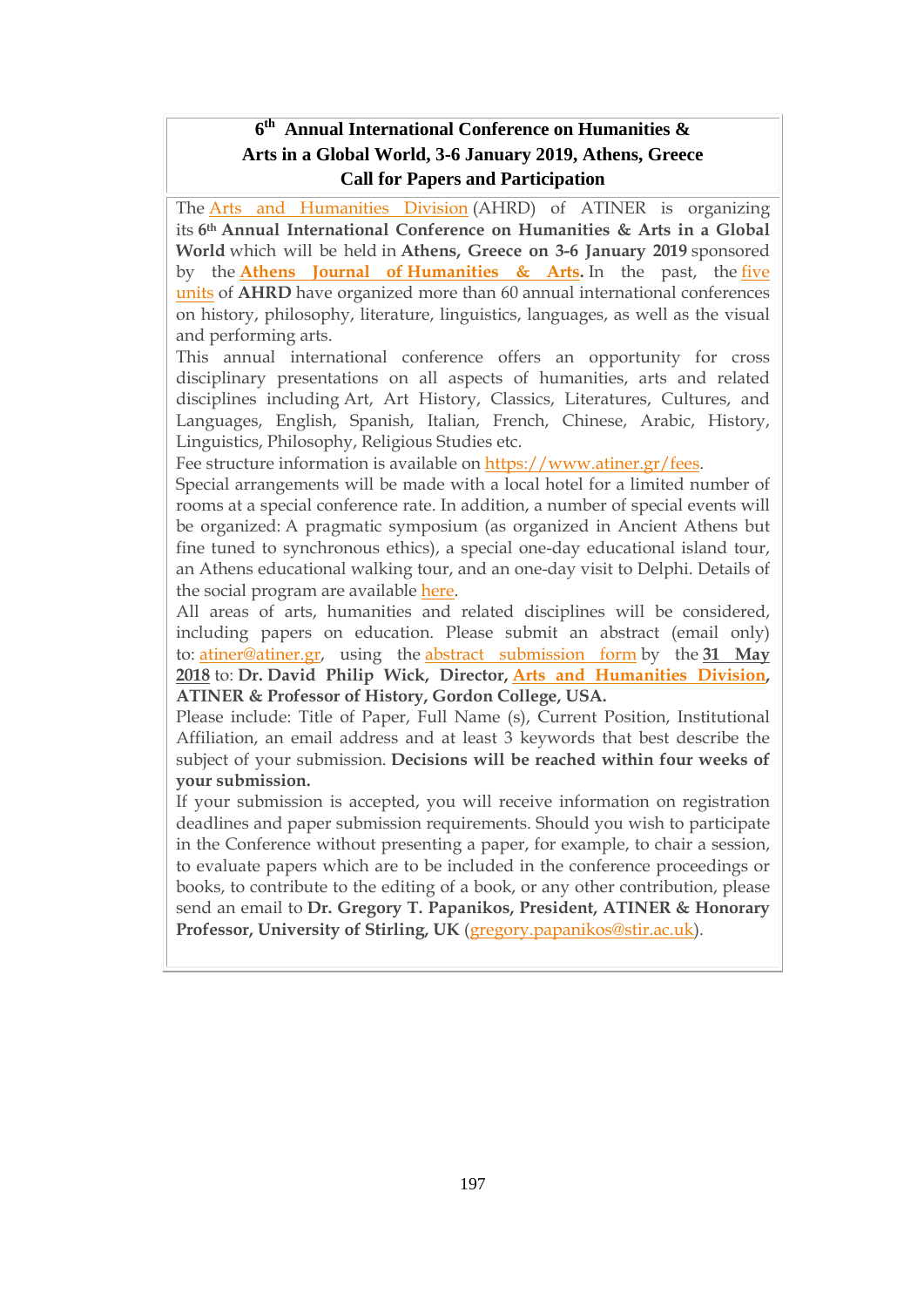## 6th Annual International Conference on Humanities & Arts in a Global World, 3-6 January 2019, Athens, Greece
## Call for Papers and Participation

The Arts and Humanities Division (AHRD) of ATINER is organizing its 6th **Annual International Conference on Humanities & Arts in a Global World** which will be held in **Athens, Greece on 3-6 January 2019** sponsored by the **Athens Journal of Humanities & Arts.** In the past, the five units of **AHRD** have organized more than 60 annual international conferences on history, philosophy, literature, linguistics, languages, as well as the visual and performing arts.

This annual international conference offers an opportunity for cross disciplinary presentations on all aspects of humanities, arts and related disciplines including Art, Art History, Classics, Literatures, Cultures, and Languages, English, Spanish, Italian, French, Chinese, Arabic, History, Linguistics, Philosophy, Religious Studies etc.

Fee structure information is available on https://www.atiner.gr/fees.

Special arrangements will be made with a local hotel for a limited number of rooms at a special conference rate. In addition, a number of special events will be organized: A pragmatic symposium (as organized in Ancient Athens but fine tuned to synchronous ethics), a special one-day educational island tour, an Athens educational walking tour, and an one-day visit to Delphi. Details of the social program are available here.

All areas of arts, humanities and related disciplines will be considered, including papers on education. Please submit an abstract (email only) to: atiner@atiner.gr, using the abstract submission form by the **31 May 2018** to: **Dr. David Philip Wick, Director, Arts and Humanities Division, ATINER & Professor of History, Gordon College, USA.**

Please include: Title of Paper, Full Name (s), Current Position, Institutional Affiliation, an email address and at least 3 keywords that best describe the subject of your submission. **Decisions will be reached within four weeks of your submission.**

If your submission is accepted, you will receive information on registration deadlines and paper submission requirements. Should you wish to participate in the Conference without presenting a paper, for example, to chair a session, to evaluate papers which are to be included in the conference proceedings or books, to contribute to the editing of a book, or any other contribution, please send an email to **Dr. Gregory T. Papanikos, President, ATINER & Honorary Professor, University of Stirling, UK** (gregory.papanikos@stir.ac.uk).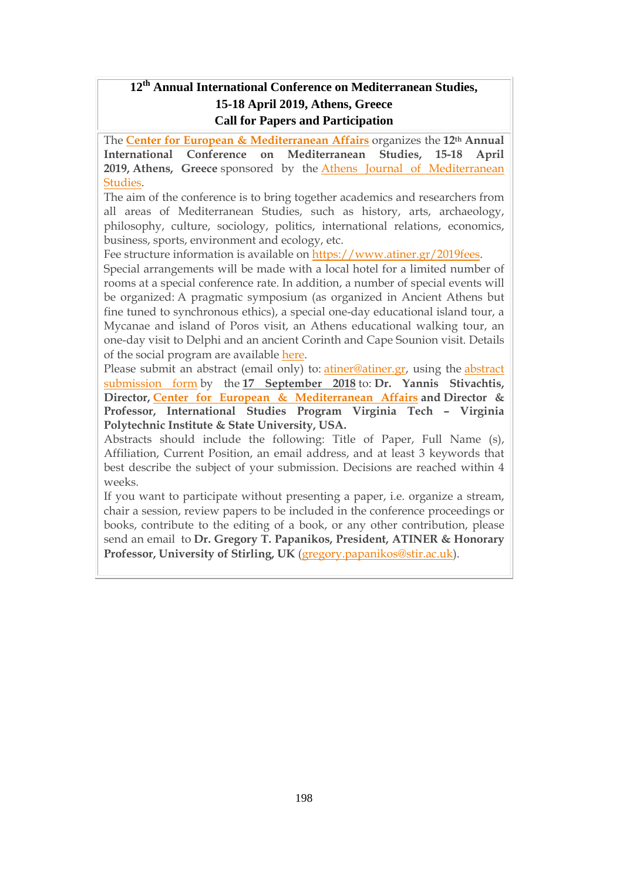# 12th Annual International Conference on Mediterranean Studies, 15-18 April 2019, Athens, Greece
# Call for Papers and Participation

The **Center for European & Mediterranean Affairs** organizes the **12th Annual International Conference on Mediterranean Studies, 15-18 April 2019, Athens, Greece** sponsored by the Athens Journal of Mediterranean Studies.

The aim of the conference is to bring together academics and researchers from all areas of Mediterranean Studies, such as history, arts, archaeology, philosophy, culture, sociology, politics, international relations, economics, business, sports, environment and ecology, etc.

Fee structure information is available on https://www.atiner.gr/2019fees.

Special arrangements will be made with a local hotel for a limited number of rooms at a special conference rate. In addition, a number of special events will be organized: A pragmatic symposium (as organized in Ancient Athens but fine tuned to synchronous ethics), a special one-day educational island tour, a Mycanae and island of Poros visit, an Athens educational walking tour, an one-day visit to Delphi and an ancient Corinth and Cape Sounion visit. Details of the social program are available here.

Please submit an abstract (email only) to: atiner@atiner.gr, using the abstract submission form by the **17 September 2018** to: **Dr. Yannis Stivachtis, Director, Center for European & Mediterranean Affairs and Director & Professor, International Studies Program Virginia Tech – Virginia Polytechnic Institute & State University, USA.**

Abstracts should include the following: Title of Paper, Full Name (s), Affiliation, Current Position, an email address, and at least 3 keywords that best describe the subject of your submission. Decisions are reached within 4 weeks.

If you want to participate without presenting a paper, i.e. organize a stream, chair a session, review papers to be included in the conference proceedings or books, contribute to the editing of a book, or any other contribution, please send an email to **Dr. Gregory T. Papanikos, President, ATINER & Honorary Professor, University of Stirling, UK** (gregory.papanikos@stir.ac.uk).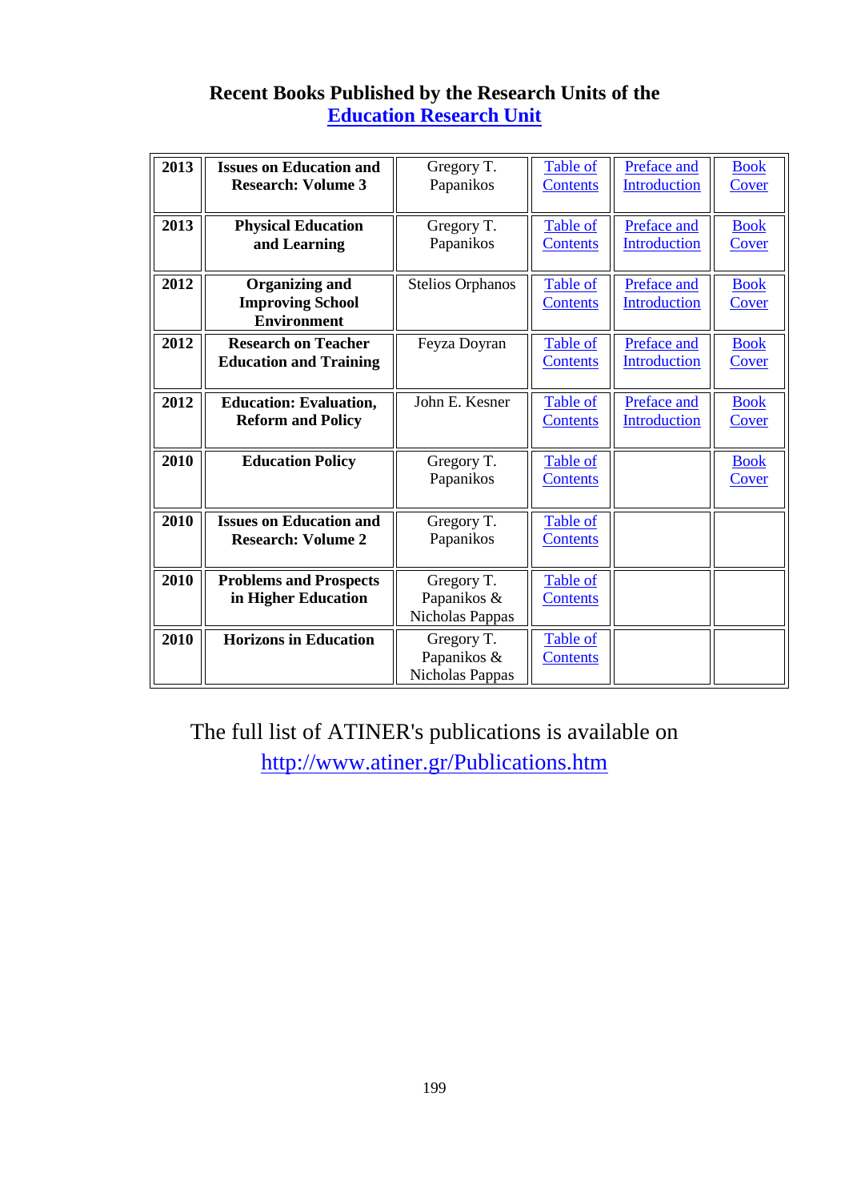## Recent Books Published by the Research Units of the Education Research Unit

| | | | | | |
|---|---|---|---|---|---|
| **2013** | **Issues on Education and Research: Volume 3** | Gregory T. Papanikos | Table of Contents | Preface and Introduction | Book Cover |
| **2013** | **Physical Education and Learning** | Gregory T. Papanikos | Table of Contents | Preface and Introduction | Book Cover |
| **2012** | **Organizing and Improving School Environment** | Stelios Orphanos | Table of Contents | Preface and Introduction | Book Cover |
| **2012** | **Research on Teacher Education and Training** | Feyza Doyran | Table of Contents | Preface and Introduction | Book Cover |
| **2012** | **Education: Evaluation, Reform and Policy** | John E. Kesner | Table of Contents | Preface and Introduction | Book Cover |
| **2010** | **Education Policy** | Gregory T. Papanikos | Table of Contents | | Book Cover |
| **2010** | **Issues on Education and Research: Volume 2** | Gregory T. Papanikos | Table of Contents | | |
| **2010** | **Problems and Prospects in Higher Education** | Gregory T. Papanikos & Nicholas Pappas | Table of Contents | | |
| **2010** | **Horizons in Education** | Gregory T. Papanikos & Nicholas Pappas | Table of Contents | | |

The full list of ATINER's publications is available on http://www.atiner.gr/Publications.htm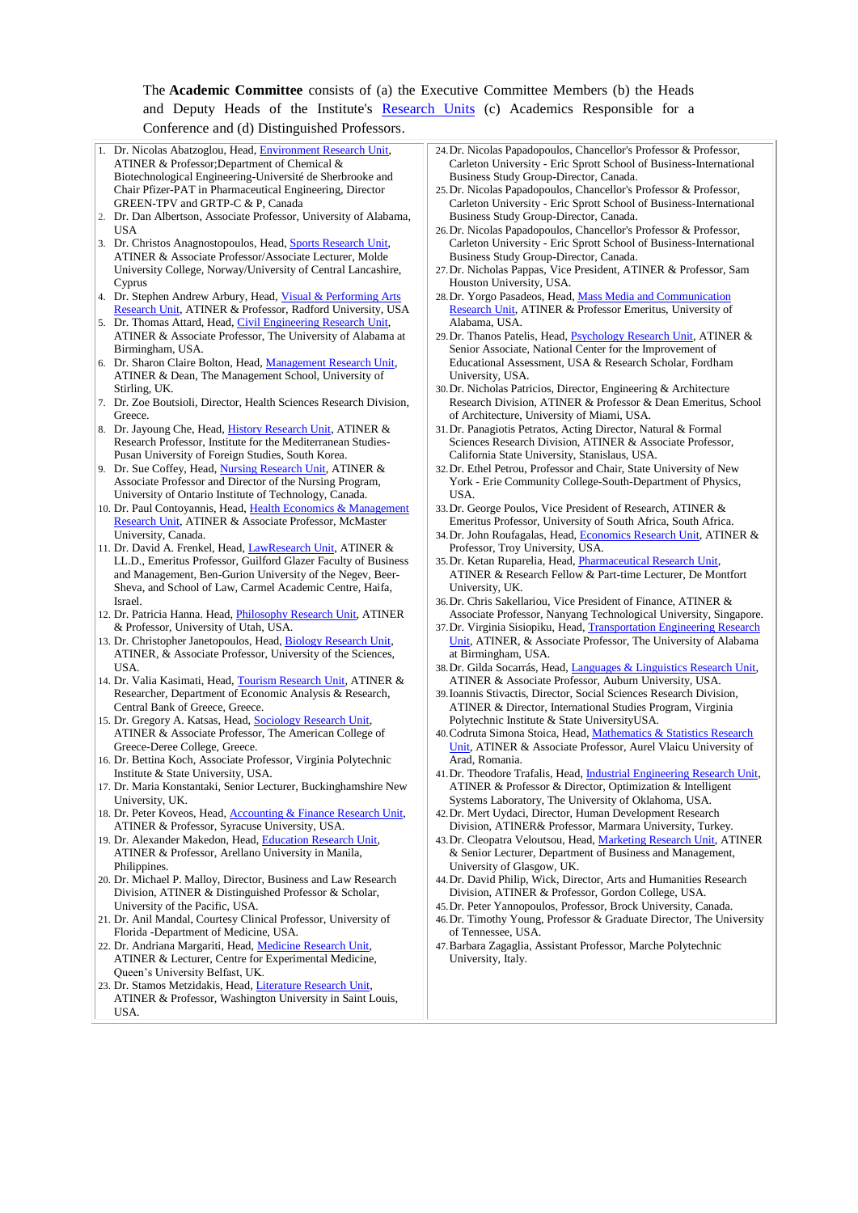The **Academic Committee** consists of (a) the Executive Committee Members (b) the Heads and Deputy Heads of the Institute's Research Units (c) Academics Responsible for a Conference and (d) Distinguished Professors.

1. Dr. Nicolas Abatzoglou, Head, Environment Research Unit, ATINER & Professor;Department of Chemical & Biotechnological Engineering-Université de Sherbrooke and Chair Pfizer-PAT in Pharmaceutical Engineering, Director GREEN-TPV and GRTP-C & P, Canada
2. Dr. Dan Albertson, Associate Professor, University of Alabama, USA
3. Dr. Christos Anagnostopoulos, Head, Sports Research Unit, ATINER & Associate Professor/Associate Lecturer, Molde University College, Norway/University of Central Lancashire, Cyprus
4. Dr. Stephen Andrew Arbury, Head, Visual & Performing Arts Research Unit, ATINER & Professor, Radford University, USA
5. Dr. Thomas Attard, Head, Civil Engineering Research Unit, ATINER & Associate Professor, The University of Alabama at Birmingham, USA.
6. Dr. Sharon Claire Bolton, Head, Management Research Unit, ATINER & Dean, The Management School, University of Stirling, UK.
7. Dr. Zoe Boutsioli, Director, Health Sciences Research Division, Greece.
8. Dr. Jayoung Che, Head, History Research Unit, ATINER & Research Professor, Institute for the Mediterranean Studies-Pusan University of Foreign Studies, South Korea.
9. Dr. Sue Coffey, Head, Nursing Research Unit, ATINER & Associate Professor and Director of the Nursing Program, University of Ontario Institute of Technology, Canada.
10. Dr. Paul Contoyannis, Head, Health Economics & Management Research Unit, ATINER & Associate Professor, McMaster University, Canada.
11. Dr. David A. Frenkel, Head, LawResearch Unit, ATINER & LL.D., Emeritus Professor, Guilford Glazer Faculty of Business and Management, Ben-Gurion University of the Negev, Beer-Sheva, and School of Law, Carmel Academic Centre, Haifa, Israel.
12. Dr. Patricia Hanna. Head, Philosophy Research Unit, ATINER & Professor, University of Utah, USA.
13. Dr. Christopher Janetopoulos, Head, Biology Research Unit, ATINER, & Associate Professor, University of the Sciences, USA.
14. Dr. Valia Kasimati, Head, Tourism Research Unit, ATINER & Researcher, Department of Economic Analysis & Research, Central Bank of Greece, Greece.
15. Dr. Gregory A. Katsas, Head, Sociology Research Unit, ATINER & Associate Professor, The American College of Greece-Deree College, Greece.
16. Dr. Bettina Koch, Associate Professor, Virginia Polytechnic Institute & State University, USA.
17. Dr. Maria Konstantaki, Senior Lecturer, Buckinghamshire New University, UK.
18. Dr. Peter Koveos, Head, Accounting & Finance Research Unit, ATINER & Professor, Syracuse University, USA.
19. Dr. Alexander Makedon, Head, Education Research Unit, ATINER & Professor, Arellano University in Manila, Philippines.
20. Dr. Michael P. Malloy, Director, Business and Law Research Division, ATINER & Distinguished Professor & Scholar, University of the Pacific, USA.
21. Dr. Anil Mandal, Courtesy Clinical Professor, University of Florida -Department of Medicine, USA.
22. Dr. Andriana Margariti, Head, Medicine Research Unit, ATINER & Lecturer, Centre for Experimental Medicine, Queen's University Belfast, UK.
23. Dr. Stamos Metzidakis, Head, Literature Research Unit, ATINER & Professor, Washington University in Saint Louis, USA.
24. Dr. Nicolas Papadopoulos, Chancellor's Professor & Professor, Carleton University - Eric Sprott School of Business-International Business Study Group-Director, Canada.
25. Dr. Nicolas Papadopoulos, Chancellor's Professor & Professor, Carleton University - Eric Sprott School of Business-International Business Study Group-Director, Canada.
26. Dr. Nicolas Papadopoulos, Chancellor's Professor & Professor, Carleton University - Eric Sprott School of Business-International Business Study Group-Director, Canada.
27. Dr. Nicholas Pappas, Vice President, ATINER & Professor, Sam Houston University, USA.
28. Dr. Yorgo Pasadeos, Head, Mass Media and Communication Research Unit, ATINER & Professor Emeritus, University of Alabama, USA.
29. Dr. Thanos Patelis, Head, Psychology Research Unit, ATINER & Senior Associate, National Center for the Improvement of Educational Assessment, USA & Research Scholar, Fordham University, USA.
30. Dr. Nicholas Patricios, Director, Engineering & Architecture Research Division, ATINER & Professor & Dean Emeritus, School of Architecture, University of Miami, USA.
31. Dr. Panagiotis Petratos, Acting Director, Natural & Formal Sciences Research Division, ATINER & Associate Professor, California State University, Stanislaus, USA.
32. Dr. Ethel Petrou, Professor and Chair, State University of New York - Erie Community College-South-Department of Physics, USA.
33. Dr. George Poulos, Vice President of Research, ATINER & Emeritus Professor, University of South Africa, South Africa.
34. Dr. John Roufagalas, Head, Economics Research Unit, ATINER & Professor, Troy University, USA.
35. Dr. Ketan Ruparelia, Head, Pharmaceutical Research Unit, ATINER & Research Fellow & Part-time Lecturer, De Montfort University, UK.
36. Dr. Chris Sakellariou, Vice President of Finance, ATINER & Associate Professor, Nanyang Technological University, Singapore.
37. Dr. Virginia Sisiopiku, Head, Transportation Engineering Research Unit, ATINER, & Associate Professor, The University of Alabama at Birmingham, USA.
38. Dr. Gilda Socarrás, Head, Languages & Linguistics Research Unit, ATINER & Associate Professor, Auburn University, USA.
39. Ioannis Stivactis, Director, Social Sciences Research Division, ATINER & Director, International Studies Program, Virginia Polytechnic Institute & State UniversityUSA.
40. Codruta Simona Stoica, Head, Mathematics & Statistics Research Unit, ATINER & Associate Professor, Aurel Vlaicu University of Arad, Romania.
41. Dr. Theodore Trafalis, Head, Industrial Engineering Research Unit, ATINER & Professor & Director, Optimization & Intelligent Systems Laboratory, The University of Oklahoma, USA.
42. Dr. Mert Uydaci, Director, Human Development Research Division, ATINER& Professor, Marmara University, Turkey.
43. Dr. Cleopatra Veloutsou, Head, Marketing Research Unit, ATINER & Senior Lecturer, Department of Business and Management, University of Glasgow, UK.
44. Dr. David Philip, Wick, Director, Arts and Humanities Research Division, ATINER & Professor, Gordon College, USA.
45. Dr. Peter Yannopoulos, Professor, Brock University, Canada.
46. Dr. Timothy Young, Professor & Graduate Director, The University of Tennessee, USA.
47. Barbara Zagaglia, Assistant Professor, Marche Polytechnic University, Italy.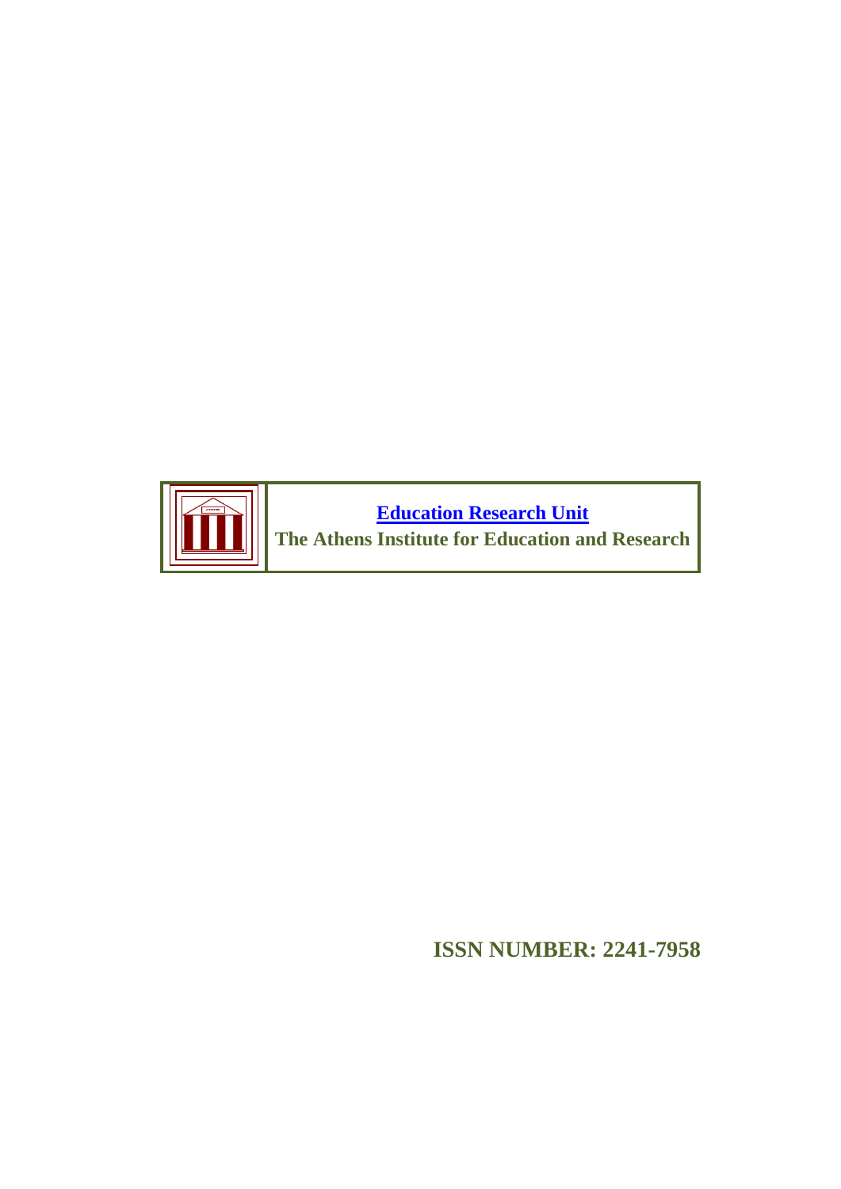**Education Research Unit**

**The Athens Institute for Education and Research**

**ISSN NUMBER: 2241-7958**